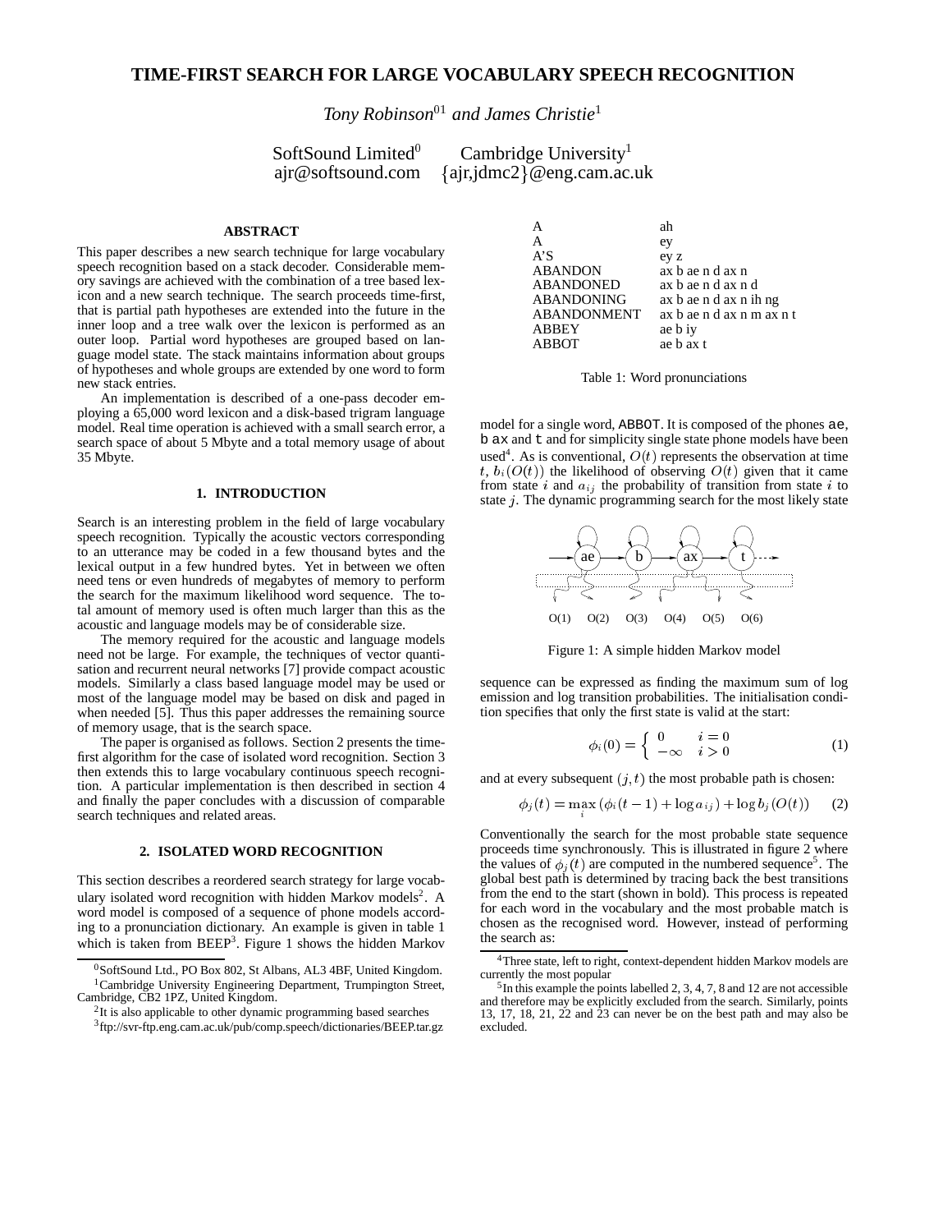# TIME-FIRST SEARCH FOR LARGE VOCABULARY SPEECH RECOGNITION

*Tony Robinson*[01] *and James Christie*[1]

SoftSound Limited[0] — Cambridge University[1]
ajr@softsound.com — {ajr,jdmc2}@eng.cam.ac.uk

### ABSTRACT

This paper describes a new search technique for large vocabulary speech recognition based on a stack decoder. Considerable memory savings are achieved with the combination of a tree based lexicon and a new search technique. The search proceeds time-first, that is partial path hypotheses are extended into the future in the inner loop and a tree walk over the lexicon is performed as an outer loop. Partial word hypotheses are grouped based on language model state. The stack maintains information about groups of hypotheses and whole groups are extended by one word to form new stack entries.

An implementation is described of a one-pass decoder employing a 65,000 word lexicon and a disk-based trigram language model. Real time operation is achieved with a small search error, a search space of about 5 Mbyte and a total memory usage of about 35 Mbyte.

## 1. INTRODUCTION

Search is an interesting problem in the field of large vocabulary speech recognition. Typically the acoustic vectors corresponding to an utterance may be coded in a few thousand bytes and the lexical output in a few hundred bytes. Yet in between we often need tens or even hundreds of megabytes of memory to perform the search for the maximum likelihood word sequence. The total amount of memory used is often much larger than this as the acoustic and language models may be of considerable size.

The memory required for the acoustic and language models need not be large. For example, the techniques of vector quantisation and recurrent neural networks [7] provide compact acoustic models. Similarly a class based language model may be used or most of the language model may be based on disk and paged in when needed [5]. Thus this paper addresses the remaining source of memory usage, that is the search space.

The paper is organised as follows. Section 2 presents the time-first algorithm for the case of isolated word recognition. Section 3 then extends this to large vocabulary continuous speech recognition. A particular implementation is then described in section 4 and finally the paper concludes with a discussion of comparable search techniques and related areas.

## 2. ISOLATED WORD RECOGNITION

This section describes a reordered search strategy for large vocabulary isolated word recognition with hidden Markov models[2]. A word model is composed of a sequence of phone models according to a pronunciation dictionary. An example is given in table 1 which is taken from BEEP[3]. Figure 1 shows the hidden Markov model for a single word, `ABBOT`. It is composed of the phones `ae`, `b ax` and `t` and for simplicity single state phone models have been used[4]. As is conventional, $O(t)$ represents the observation at time $t$, $b_i(O(t))$ the likelihood of observing $O(t)$ given that it came from state $i$ and $a_{ij}$ the probability of transition from state $i$ to state $j$. The dynamic programming search for the most likely state sequence can be expressed as finding the maximum sum of log emission and log transition probabilities. The initialisation condition specifies that only the first state is valid at the start:

| | |
|---|---|
| A | ah |
| A | ey |
| A'S | ey z |
| ABANDON | ax b ae n d ax n |
| ABANDONED | ax b ae n d ax n d |
| ABANDONING | ax b ae n d ax n ih ng |
| ABANDONMENT | ax b ae n d ax n m ax n t |
| ABBEY | ae b iy |
| ABBOT | ae b ax t |

Table 1: Word pronunciations

Figure 1: A simple hidden Markov model

$$\phi_i(0) = \begin{cases} 0 & i = 0 \\ -\infty & i > 0 \end{cases} \qquad (1)$$

and at every subsequent $(j, t)$ the most probable path is chosen:

$$\phi_j(t) = \max_i \left(\phi_i(t-1) + \log a_{ij}\right) + \log b_j(O(t)) \qquad (2)$$

Conventionally the search for the most probable state sequence proceeds time synchronously. This is illustrated in figure 2 where the values of $\phi_j(t)$ are computed in the numbered sequence[5]. The global best path is determined by tracing back the best transitions from the end to the start (shown in bold). This process is repeated for each word in the vocabulary and the most probable match is chosen as the recognised word. However, instead of performing the search as:

---

[0] SoftSound Ltd., PO Box 802, St Albans, AL3 4BF, United Kingdom.

[1] Cambridge University Engineering Department, Trumpington Street, Cambridge, CB2 1PZ, United Kingdom.

[2] It is also applicable to other dynamic programming based searches

[3] ftp://svr-ftp.eng.cam.ac.uk/pub/comp.speech/dictionaries/BEEP.tar.gz

[4] Three state, left to right, context-dependent hidden Markov models are currently the most popular

[5] In this example the points labelled 2, 3, 4, 7, 8 and 12 are not accessible and therefore may be explicitly excluded from the search. Similarly, points 13, 17, 18, 21, 22 and 23 can never be on the best path and may also be excluded.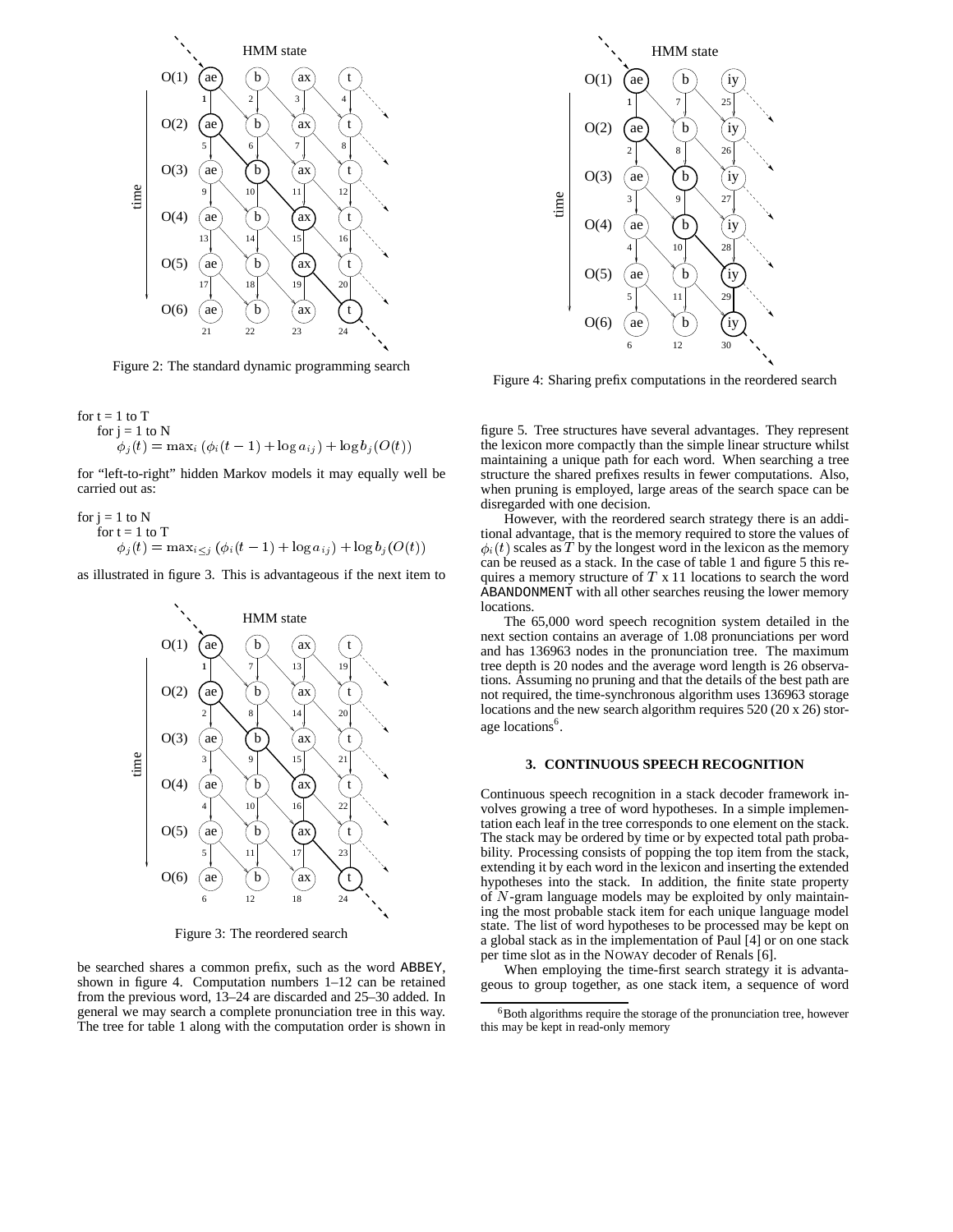Figure 2: The standard dynamic programming search

for t = 1 to T
  for j = 1 to N
    $\phi_j(t) = \max_i (\phi_i(t-1) + \log a_{ij}) + \log b_j(O(t))$

for "left-to-right" hidden Markov models it may equally well be carried out as:

for j = 1 to N
  for t = 1 to T
    $\phi_j(t) = \max_{i \leq j} (\phi_i(t-1) + \log a_{ij}) + \log b_j(O(t))$

as illustrated in figure 3. This is advantageous if the next item to be searched shares a common prefix, such as the word ABBEY, shown in figure 4. Computation numbers 1–12 can be retained from the previous word, 13–24 are discarded and 25–30 added. In general we may search a complete pronunciation tree in this way. The tree for table 1 along with the computation order is shown in figure 5. Tree structures have several advantages. They represent the lexicon more compactly than the simple linear structure whilst maintaining a unique path for each word. When searching a tree structure the shared prefixes results in fewer computations. Also, when pruning is employed, large areas of the search space can be disregarded with one decision.

Figure 3: The reordered search

Figure 4: Sharing prefix computations in the reordered search

However, with the reordered search strategy there is an additional advantage, that is the memory required to store the values of $\phi_i(t)$ scales as $T$ by the longest word in the lexicon as the memory can be reused as a stack. In the case of table 1 and figure 5 this requires a memory structure of $T$ x 11 locations to search the word ABANDONMENT with all other searches reusing the lower memory locations.

The 65,000 word speech recognition system detailed in the next section contains an average of 1.08 pronunciations per word and has 136963 nodes in the pronunciation tree. The maximum tree depth is 20 nodes and the average word length is 26 observations. Assuming no pruning and that the details of the best path are not required, the time-synchronous algorithm uses 136963 storage locations and the new search algorithm requires 520 (20 x 26) storage locations[6].

### 3. CONTINUOUS SPEECH RECOGNITION

Continuous speech recognition in a stack decoder framework involves growing a tree of word hypotheses. In a simple implementation each leaf in the tree corresponds to one element on the stack. The stack may be ordered by time or by expected total path probability. Processing consists of popping the top item from the stack, extending it by each word in the lexicon and inserting the extended hypotheses into the stack. In addition, the finite state property of $N$-gram language models may be exploited by only maintaining the most probable stack item for each unique language model state. The list of word hypotheses to be processed may be kept on a global stack as in the implementation of Paul [4] or on one stack per time slot as in the NOWAY decoder of Renals [6].

When employing the time-first search strategy it is advantageous to group together, as one stack item, a sequence of word

[6] Both algorithms require the storage of the pronunciation tree, however this may be kept in read-only memory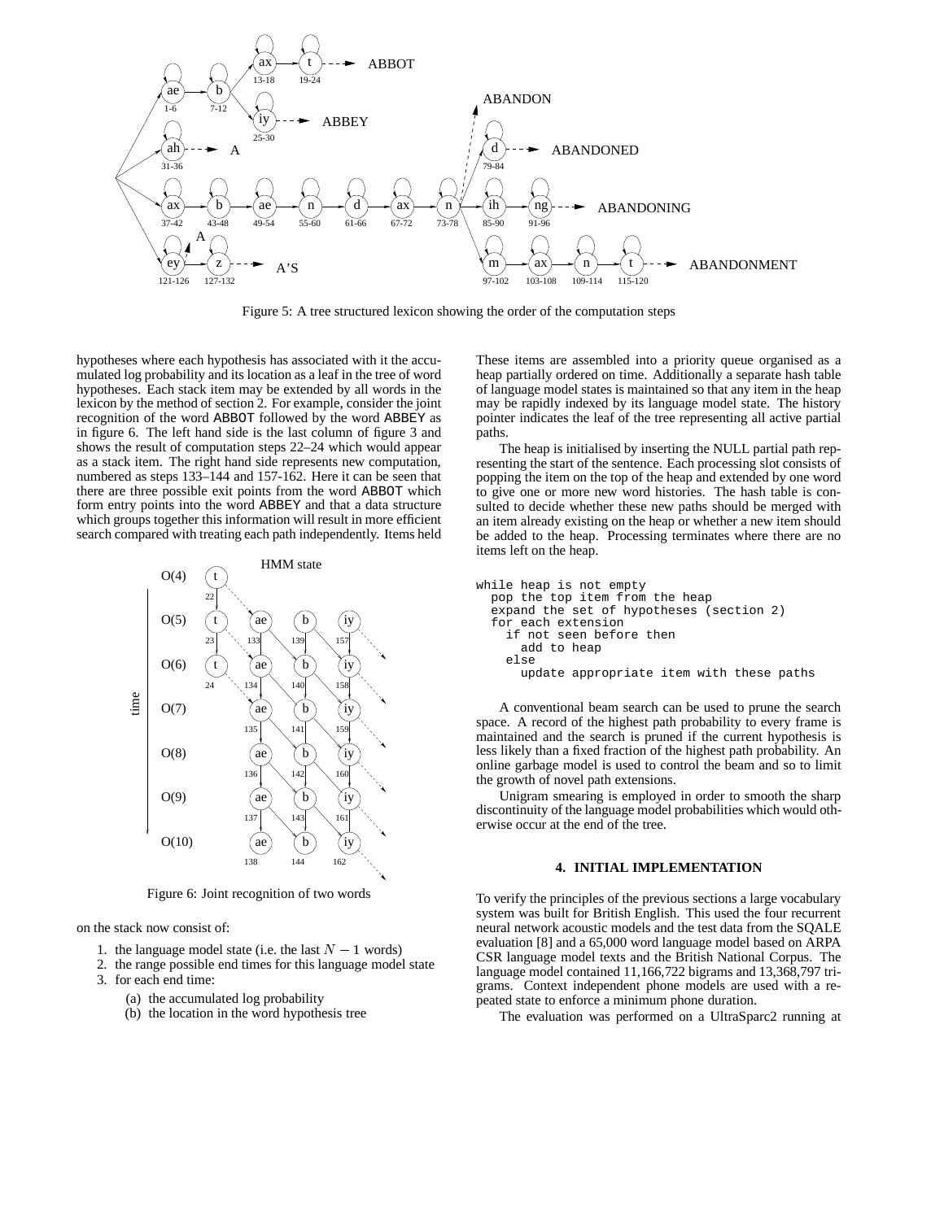Figure 5: A tree structured lexicon showing the order of the computation steps

hypotheses where each hypothesis has associated with it the accumulated log probability and its location as a leaf in the tree of word hypotheses. Each stack item may be extended by all words in the lexicon by the method of section 2. For example, consider the joint recognition of the word ABBOT followed by the word ABBEY as in figure 6. The left hand side is the last column of figure 3 and shows the result of computation steps 22–24 which would appear as a stack item. The right hand side represents new computation, numbered as steps 133–144 and 157-162. Here it can be seen that there are three possible exit points from the word ABBOT which form entry points into the word ABBEY and that a data structure which groups together this information will result in more efficient search compared with treating each path independently. Items held on the stack now consist of:

Figure 6: Joint recognition of two words

1. the language model state (i.e. the last $N - 1$ words)
2. the range possible end times for this language model state
3. for each end time:
   (a) the accumulated log probability
   (b) the location in the word hypothesis tree

These items are assembled into a priority queue organised as a heap partially ordered on time. Additionally a separate hash table of language model states is maintained so that any item in the heap may be rapidly indexed by its language model state. The history pointer indicates the leaf of the tree representing all active partial paths.

The heap is initialised by inserting the NULL partial path representing the start of the sentence. Each processing slot consists of popping the item on the top of the heap and extended by one word to give one or more new word histories. The hash table is consulted to decide whether these new paths should be merged with an item already existing on the heap or whether a new item should be added to the heap. Processing terminates where there are no items left on the heap.

```
while heap is not empty
  pop the top item from the heap
  expand the set of hypotheses (section 2)
  for each extension
    if not seen before then
      add to heap
    else
      update appropriate item with these paths
```

A conventional beam search can be used to prune the search space. A record of the highest path probability to every frame is maintained and the search is pruned if the current hypothesis is less likely than a fixed fraction of the highest path probability. An online garbage model is used to control the beam and so to limit the growth of novel path extensions.

Unigram smearing is employed in order to smooth the sharp discontinuity of the language model probabilities which would otherwise occur at the end of the tree.

## 4. INITIAL IMPLEMENTATION

To verify the principles of the previous sections a large vocabulary system was built for British English. This used the four recurrent neural network acoustic models and the test data from the SQALE evaluation [8] and a 65,000 word language model based on ARPA CSR language model texts and the British National Corpus. The language model contained 11,166,722 bigrams and 13,368,797 trigrams. Context independent phone models are used with a repeated state to enforce a minimum phone duration.

The evaluation was performed on a UltraSparc2 running at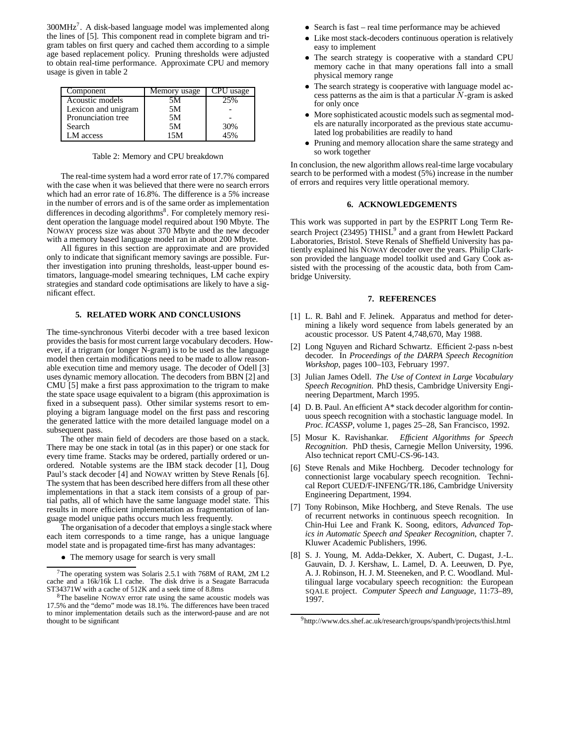300MHz[7]. A disk-based language model was implemented along the lines of [5]. This component read in complete bigram and trigram tables on first query and cached them according to a simple age based replacement policy. Pruning thresholds were adjusted to obtain real-time performance. Approximate CPU and memory usage is given in table 2

| Component | Memory usage | CPU usage |
|---|---|---|
| Acoustic models | 5M | 25% |
| Lexicon and unigram | 5M | - |
| Pronunciation tree | 5M | - |
| Search | 5M | 30% |
| LM access | 15M | 45% |

Table 2: Memory and CPU breakdown

The real-time system had a word error rate of 17.7% compared with the case when it was believed that there were no search errors which had an error rate of 16.8%. The difference is a 5% increase in the number of errors and is of the same order as implementation differences in decoding algorithms[8]. For completely memory resident operation the language model required about 190 Mbyte. The NOWAY process size was about 370 Mbyte and the new decoder with a memory based language model ran in about 200 Mbyte.

All figures in this section are approximate and are provided only to indicate that significant memory savings are possible. Further investigation into pruning thresholds, least-upper bound estimators, language-model smearing techniques, LM cache expiry strategies and standard code optimisations are likely to have a significant effect.

## 5. RELATED WORK AND CONCLUSIONS

The time-synchronous Viterbi decoder with a tree based lexicon provides the basis for most current large vocabulary decoders. However, if a trigram (or longer N-gram) is to be used as the language model then certain modifications need to be made to allow reasonable execution time and memory usage. The decoder of Odell [3] uses dynamic memory allocation. The decoders from BBN [2] and CMU [5] make a first pass approximation to the trigram to make the state space usage equivalent to a bigram (this approximation is fixed in a subsequent pass). Other similar systems resort to employing a bigram language model on the first pass and rescoring the generated lattice with the more detailed language model on a subsequent pass.

The other main field of decoders are those based on a stack. There may be one stack in total (as in this paper) or one stack for every time frame. Stacks may be ordered, partially ordered or unordered. Notable systems are the IBM stack decoder [1], Doug Paul's stack decoder [4] and NOWAY written by Steve Renals [6]. The system that has been described here differs from all these other implementations in that a stack item consists of a group of partial paths, all of which have the same language model state. This results in more efficient implementation as fragmentation of language model unique paths occurs much less frequently.

The organisation of a decoder that employs a single stack where each item corresponds to a time range, has a unique language model state and is propagated time-first has many advantages:

- The memory usage for search is very small
- Search is fast – real time performance may be achieved
- Like most stack-decoders continuous operation is relatively easy to implement
- The search strategy is cooperative with a standard CPU memory cache in that many operations fall into a small physical memory range
- The search strategy is cooperative with language model access patterns as the aim is that a particular $N$-gram is asked for only once
- More sophisticated acoustic models such as segmental models are naturally incorporated as the previous state accumulated log probabilities are readily to hand
- Pruning and memory allocation share the same strategy and so work together

In conclusion, the new algorithm allows real-time large vocabulary search to be performed with a modest (5%) increase in the number of errors and requires very little operational memory.

## 6. ACKNOWLEDGEMENTS

This work was supported in part by the ESPRIT Long Term Research Project (23495) THISL[9] and a grant from Hewlett Packard Laboratories, Bristol. Steve Renals of Sheffield University has patiently explained his NOWAY decoder over the years. Philip Clarkson provided the language model toolkit used and Gary Cook assisted with the processing of the acoustic data, both from Cambridge University.

## 7. REFERENCES

[1] L. R. Bahl and F. Jelinek. Apparatus and method for determining a likely word sequence from labels generated by an acoustic processor. US Patent 4,748,670, May 1988.

[2] Long Nguyen and Richard Schwartz. Efficient 2-pass n-best decoder. In *Proceedings of the DARPA Speech Recognition Workshop*, pages 100–103, February 1997.

[3] Julian James Odell. *The Use of Context in Large Vocabulary Speech Recognition*. PhD thesis, Cambridge University Engineering Department, March 1995.

[4] D. B. Paul. An efficient A* stack decoder algorithm for continuous speech recognition with a stochastic language model. In *Proc. ICASSP*, volume 1, pages 25–28, San Francisco, 1992.

[5] Mosur K. Ravishankar. *Efficient Algorithms for Speech Recognition*. PhD thesis, Carnegie Mellon University, 1996. Also technicat report CMU-CS-96-143.

[6] Steve Renals and Mike Hochberg. Decoder technology for connectionist large vocabulary speech recognition. Technical Report CUED/F-INFENG/TR.186, Cambridge University Engineering Department, 1994.

[7] Tony Robinson, Mike Hochberg, and Steve Renals. The use of recurrent networks in continuous speech recognition. In Chin-Hui Lee and Frank K. Soong, editors, *Advanced Topics in Automatic Speech and Speaker Recognition*, chapter 7. Kluwer Academic Publishers, 1996.

[8] S. J. Young, M. Adda-Dekker, X. Aubert, C. Dugast, J.-L. Gauvain, D. J. Kershaw, L. Lamel, D. A. Leeuwen, D. Pye, A. J. Robinson, H. J. M. Steeneken, and P. C. Woodland. Multilingual large vocabulary speech recognition: the European SQALE project. *Computer Speech and Language*, 11:73–89, 1997.

[7] The operating system was Solaris 2.5.1 with 768M of RAM, 2M L2 cache and a 16k/16k L1 cache. The disk drive is a Seagate Barracuda ST34371W with a cache of 512K and a seek time of 8.8ms

[8] The baseline NOWAY error rate using the same acoustic models was 17.5% and the "demo" mode was 18.1%. The differences have been traced to minor implementation details such as the interword-pause and are not thought to be significant

[9] http://www.dcs.shef.ac.uk/research/groups/spandh/projects/thisl.html